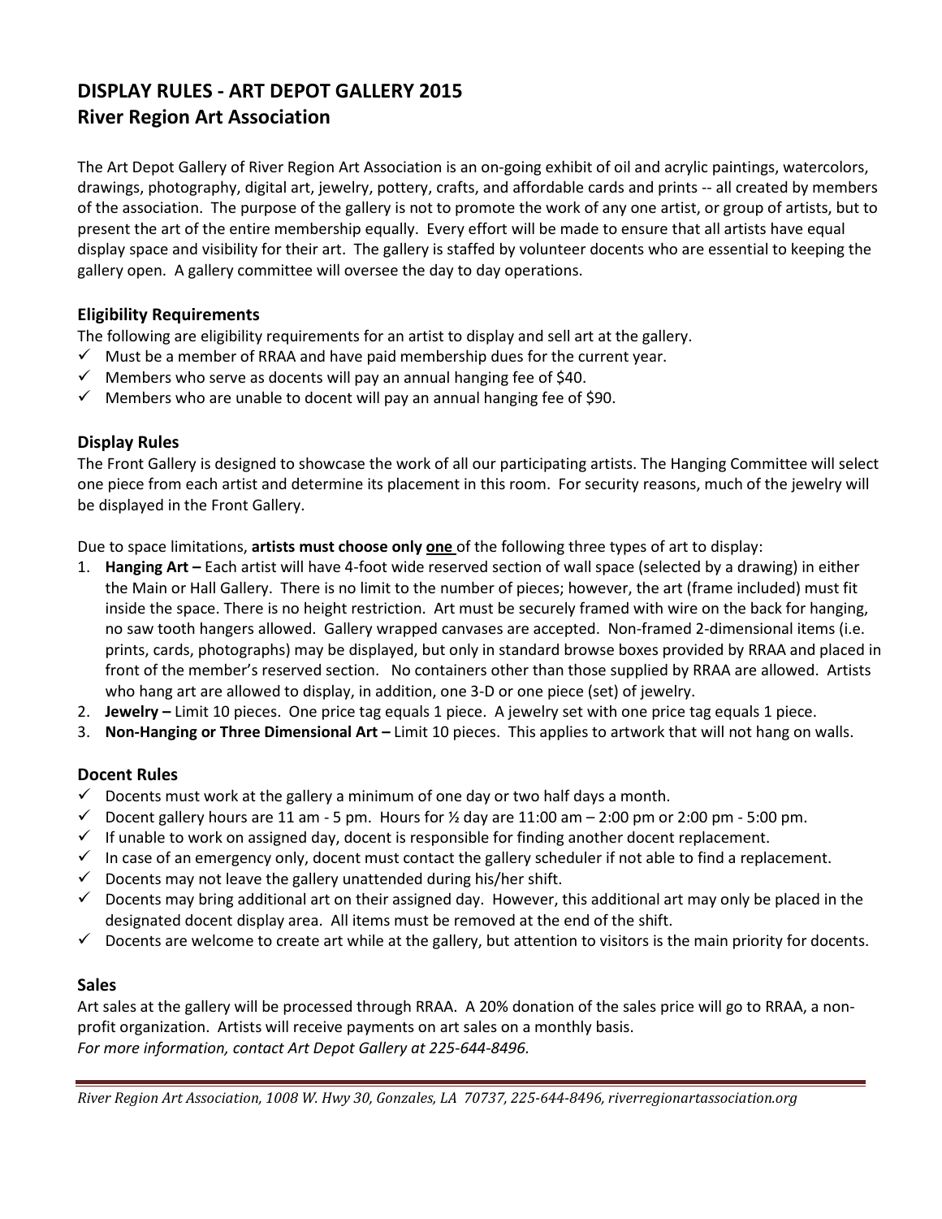# DISPLAY RULES - ART DEPOT GALLERY 2015
# River Region Art Association

The Art Depot Gallery of River Region Art Association is an on-going exhibit of oil and acrylic paintings, watercolors, drawings, photography, digital art, jewelry, pottery, crafts, and affordable cards and prints -- all created by members of the association. The purpose of the gallery is not to promote the work of any one artist, or group of artists, but to present the art of the entire membership equally. Every effort will be made to ensure that all artists have equal display space and visibility for their art. The gallery is staffed by volunteer docents who are essential to keeping the gallery open. A gallery committee will oversee the day to day operations.

## Eligibility Requirements

The following are eligibility requirements for an artist to display and sell art at the gallery.

- ✓ Must be a member of RRAA and have paid membership dues for the current year.
- ✓ Members who serve as docents will pay an annual hanging fee of $40.
- ✓ Members who are unable to docent will pay an annual hanging fee of $90.

## Display Rules

The Front Gallery is designed to showcase the work of all our participating artists. The Hanging Committee will select one piece from each artist and determine its placement in this room. For security reasons, much of the jewelry will be displayed in the Front Gallery.

Due to space limitations, **artists must choose only <u>one</u>** of the following three types of art to display:

1. **Hanging Art –** Each artist will have 4-foot wide reserved section of wall space (selected by a drawing) in either the Main or Hall Gallery. There is no limit to the number of pieces; however, the art (frame included) must fit inside the space. There is no height restriction. Art must be securely framed with wire on the back for hanging, no saw tooth hangers allowed. Gallery wrapped canvases are accepted. Non-framed 2-dimensional items (i.e. prints, cards, photographs) may be displayed, but only in standard browse boxes provided by RRAA and placed in front of the member's reserved section. No containers other than those supplied by RRAA are allowed. Artists who hang art are allowed to display, in addition, one 3-D or one piece (set) of jewelry.
2. **Jewelry –** Limit 10 pieces. One price tag equals 1 piece. A jewelry set with one price tag equals 1 piece.
3. **Non-Hanging or Three Dimensional Art –** Limit 10 pieces. This applies to artwork that will not hang on walls.

## Docent Rules

- ✓ Docents must work at the gallery a minimum of one day or two half days a month.
- ✓ Docent gallery hours are 11 am - 5 pm. Hours for ½ day are 11:00 am – 2:00 pm or 2:00 pm - 5:00 pm.
- ✓ If unable to work on assigned day, docent is responsible for finding another docent replacement.
- ✓ In case of an emergency only, docent must contact the gallery scheduler if not able to find a replacement.
- ✓ Docents may not leave the gallery unattended during his/her shift.
- ✓ Docents may bring additional art on their assigned day. However, this additional art may only be placed in the designated docent display area. All items must be removed at the end of the shift.
- ✓ Docents are welcome to create art while at the gallery, but attention to visitors is the main priority for docents.

## Sales

Art sales at the gallery will be processed through RRAA. A 20% donation of the sales price will go to RRAA, a non-profit organization. Artists will receive payments on art sales on a monthly basis.

*For more information, contact Art Depot Gallery at 225-644-8496.*

*River Region Art Association, 1008 W. Hwy 30, Gonzales, LA 70737, 225-644-8496, riverregionartassociation.org*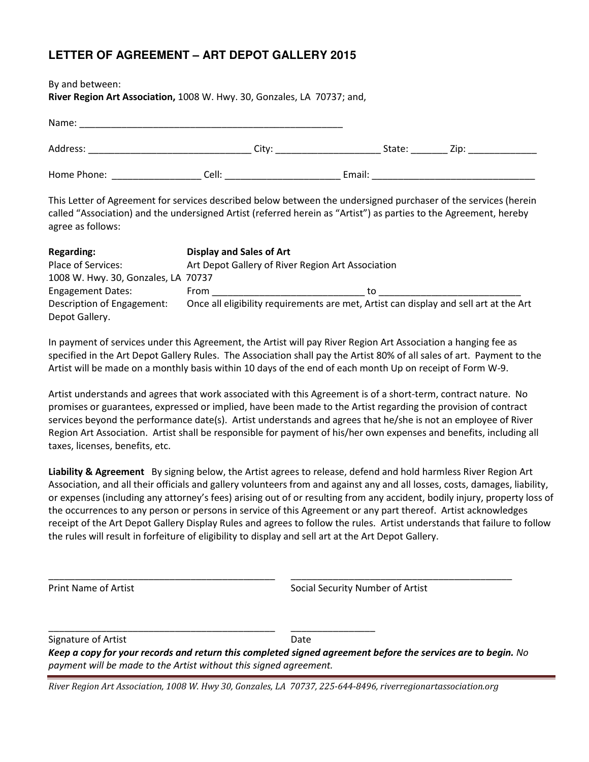## LETTER OF AGREEMENT – ART DEPOT GALLERY 2015

By and between:
**River Region Art Association,** 1008 W. Hwy. 30, Gonzales, LA 70737; and,

Name: ___________________________________________________

Address: ______________________________ City: ___________________ State: _______ Zip: _____________

Home Phone: ________________ Cell: _____________________ Email: ______________________________

This Letter of Agreement for services described below between the undersigned purchaser of the services (herein called "Association) and the undersigned Artist (referred herein as "Artist") as parties to the Agreement, hereby agree as follows:

**Regarding:** **Display and Sales of Art**
Place of Services: Art Depot Gallery of River Region Art Association
1008 W. Hwy. 30, Gonzales, LA 70737
Engagement Dates: From _____________________________ to ___________________________
Description of Engagement: Once all eligibility requirements are met, Artist can display and sell art at the Art Depot Gallery.

In payment of services under this Agreement, the Artist will pay River Region Art Association a hanging fee as specified in the Art Depot Gallery Rules. The Association shall pay the Artist 80% of all sales of art. Payment to the Artist will be made on a monthly basis within 10 days of the end of each month Up on receipt of Form W-9.

Artist understands and agrees that work associated with this Agreement is of a short-term, contract nature. No promises or guarantees, expressed or implied, have been made to the Artist regarding the provision of contract services beyond the performance date(s). Artist understands and agrees that he/she is not an employee of River Region Art Association. Artist shall be responsible for payment of his/her own expenses and benefits, including all taxes, licenses, benefits, etc.

**Liability & Agreement** By signing below, the Artist agrees to release, defend and hold harmless River Region Art Association, and all their officials and gallery volunteers from and against any and all losses, costs, damages, liability, or expenses (including any attorney's fees) arising out of or resulting from any accident, bodily injury, property loss of the occurrences to any person or persons in service of this Agreement or any part thereof. Artist acknowledges receipt of the Art Depot Gallery Display Rules and agrees to follow the rules. Artist understands that failure to follow the rules will result in forfeiture of eligibility to display and sell art at the Art Depot Gallery.

_____________________________________________ _____________________________________________
Print Name of Artist Social Security Number of Artist

_____________________________________________ ________________
Signature of Artist Date

***Keep a copy for your records and return this completed signed agreement before the services are to begin.*** *No payment will be made to the Artist without this signed agreement.*

*River Region Art Association, 1008 W. Hwy 30, Gonzales, LA 70737, 225-644-8496, riverregionartassociation.org*